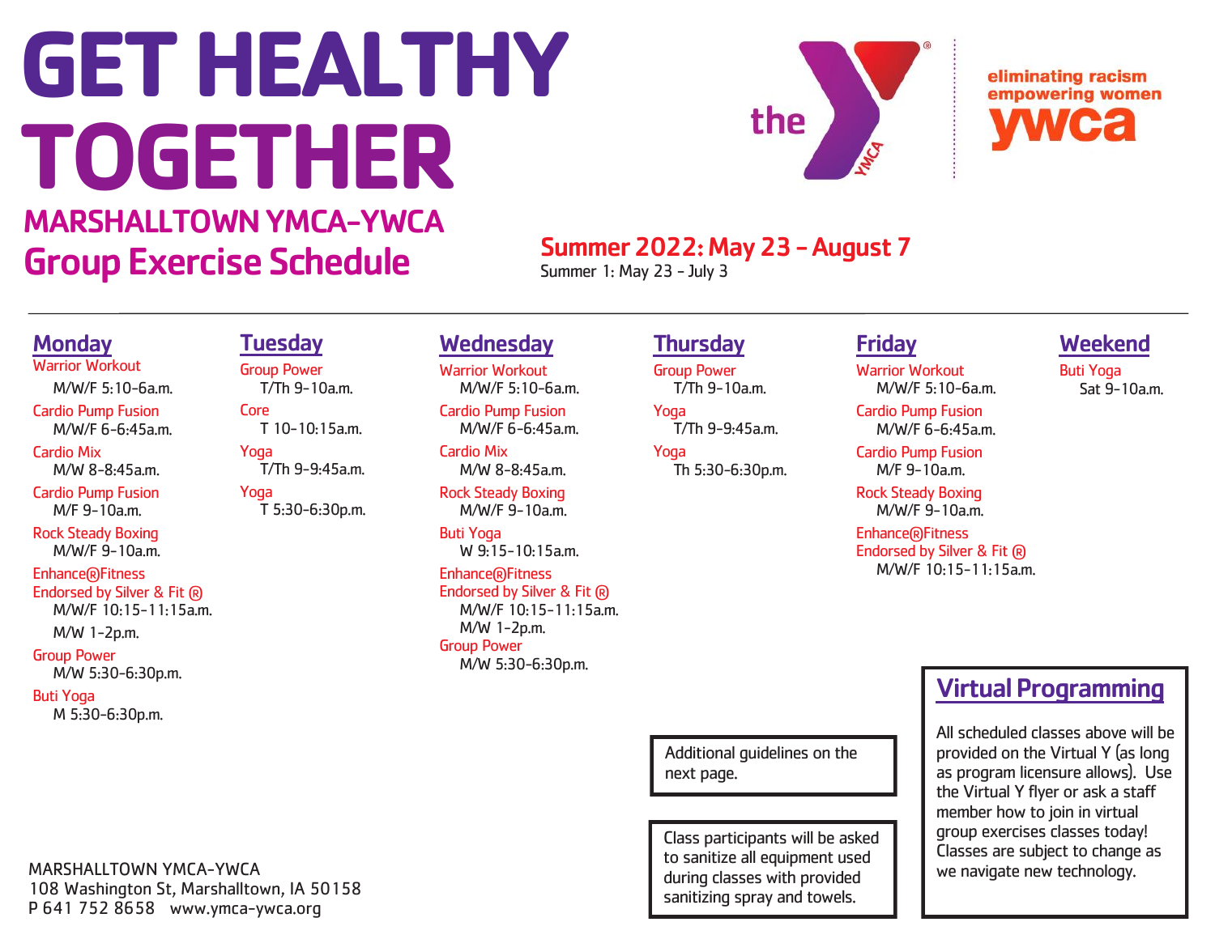# GET HEALTHY TOGETHER

## MARSHALLTOWN YMCA-YWCA
## Group Exercise Schedule

the YMCA | eliminating racism empowering women ywca

**Summer 2022: May 23 - August 7**
Summer 1: May 23 - July 3

### Monday

Warrior Workout
M/W/F 5:10-6a.m.

Cardio Pump Fusion
M/W/F 6-6:45a.m.

Cardio Mix
M/W 8-8:45a.m.

Cardio Pump Fusion
M/F 9-10a.m.

Rock Steady Boxing
M/W/F 9-10a.m.

Enhance®Fitness
Endorsed by Silver & Fit ®
M/W/F 10:15-11:15a.m.
M/W 1-2p.m.

Group Power
M/W 5:30-6:30p.m.

Buti Yoga
M 5:30-6:30p.m.

### Tuesday

Group Power
T/Th 9-10a.m.

Core
T 10-10:15a.m.

Yoga
T/Th 9-9:45a.m.

Yoga
T 5:30-6:30p.m.

### Wednesday

Warrior Workout
M/W/F 5:10-6a.m.

Cardio Pump Fusion
M/W/F 6-6:45a.m.

Cardio Mix
M/W 8-8:45a.m.

Rock Steady Boxing
M/W/F 9-10a.m.

Buti Yoga
W 9:15-10:15a.m.

Enhance®Fitness
Endorsed by Silver & Fit ®
M/W/F 10:15-11:15a.m.
M/W 1-2p.m.

Group Power
M/W 5:30-6:30p.m.

### Thursday

Group Power
T/Th 9-10a.m.

Yoga
T/Th 9-9:45a.m.

Yoga
Th 5:30-6:30p.m.

### Friday

Warrior Workout
M/W/F 5:10-6a.m.

Cardio Pump Fusion
M/W/F 6-6:45a.m.

Cardio Pump Fusion
M/F 9-10a.m.

Rock Steady Boxing
M/W/F 9-10a.m.

Enhance®Fitness
Endorsed by Silver & Fit ®
M/W/F 10:15-11:15a.m.

### Weekend

Buti Yoga
Sat 9-10a.m.

---

Additional guidelines on the next page.

Class participants will be asked to sanitize all equipment used during classes with provided sanitizing spray and towels.

### Virtual Programming

All scheduled classes above will be provided on the Virtual Y (as long as program licensure allows). Use the Virtual Y flyer or ask a staff member how to join in virtual group exercises classes today! Classes are subject to change as we navigate new technology.

---

MARSHALLTOWN YMCA-YWCA
108 Washington St, Marshalltown, IA 50158
P 641 752 8658 www.ymca-ywca.org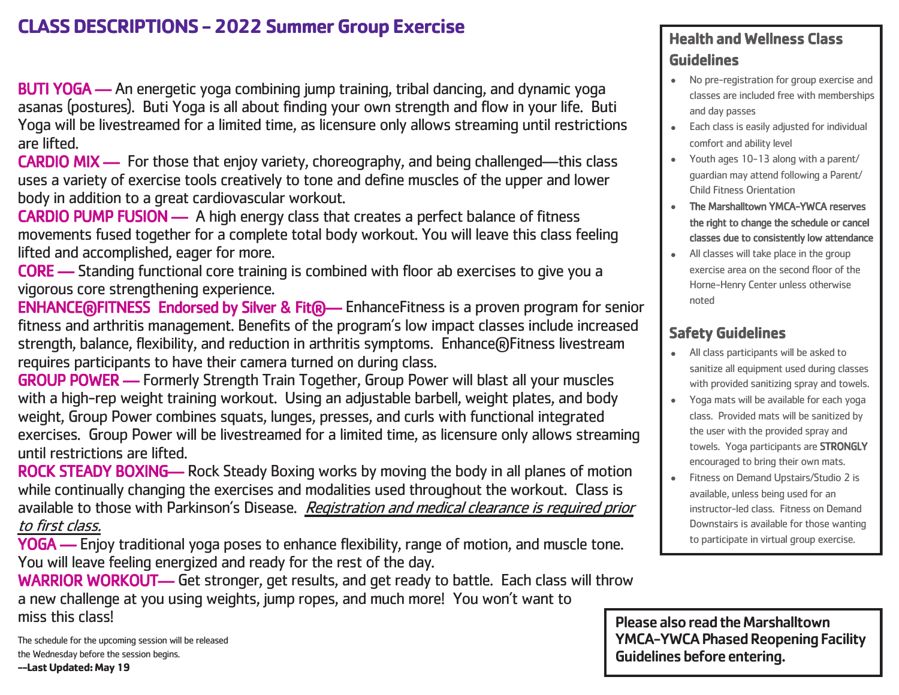# CLASS DESCRIPTIONS – 2022 Summer Group Exercise

**BUTI YOGA —** An energetic yoga combining jump training, tribal dancing, and dynamic yoga asanas (postures). Buti Yoga is all about finding your own strength and flow in your life. Buti Yoga will be livestreamed for a limited time, as licensure only allows streaming until restrictions are lifted.

**CARDIO MIX —** For those that enjoy variety, choreography, and being challenged—this class uses a variety of exercise tools creatively to tone and define muscles of the upper and lower body in addition to a great cardiovascular workout.

**CARDIO PUMP FUSION —** A high energy class that creates a perfect balance of fitness movements fused together for a complete total body workout. You will leave this class feeling lifted and accomplished, eager for more.

**CORE —** Standing functional core training is combined with floor ab exercises to give you a vigorous core strengthening experience.

**ENHANCE®FITNESS Endorsed by Silver & Fit®—** EnhanceFitness is a proven program for senior fitness and arthritis management. Benefits of the program's low impact classes include increased strength, balance, flexibility, and reduction in arthritis symptoms. Enhance®Fitness livestream requires participants to have their camera turned on during class.

**GROUP POWER —** Formerly Strength Train Together, Group Power will blast all your muscles with a high-rep weight training workout. Using an adjustable barbell, weight plates, and body weight, Group Power combines squats, lunges, presses, and curls with functional integrated exercises. Group Power will be livestreamed for a limited time, as licensure only allows streaming until restrictions are lifted.

**ROCK STEADY BOXING—** Rock Steady Boxing works by moving the body in all planes of motion while continually changing the exercises and modalities used throughout the workout. Class is available to those with Parkinson's Disease. *Registration and medical clearance is required prior to first class.*

**YOGA —** Enjoy traditional yoga poses to enhance flexibility, range of motion, and muscle tone. You will leave feeling energized and ready for the rest of the day.

**WARRIOR WORKOUT—** Get stronger, get results, and get ready to battle. Each class will throw a new challenge at you using weights, jump ropes, and much more! You won't want to miss this class!

The schedule for the upcoming session will be released the Wednesday before the session begins.

**--Last Updated: May 19**

## Health and Wellness Class Guidelines

- No pre-registration for group exercise and classes are included free with memberships and day passes
- Each class is easily adjusted for individual comfort and ability level
- Youth ages 10-13 along with a parent/guardian may attend following a Parent/Child Fitness Orientation
- **The Marshalltown YMCA-YWCA reserves the right to change the schedule or cancel classes due to consistently low attendance**
- All classes will take place in the group exercise area on the second floor of the Horne-Henry Center unless otherwise noted

## Safety Guidelines

- All class participants will be asked to sanitize all equipment used during classes with provided sanitizing spray and towels.
- Yoga mats will be available for each yoga class. Provided mats will be sanitized by the user with the provided spray and towels. Yoga participants are **STRONGLY** encouraged to bring their own mats.
- Fitness on Demand Upstairs/Studio 2 is available, unless being used for an instructor-led class. Fitness on Demand Downstairs is available for those wanting to participate in virtual group exercise.

**Please also read the Marshalltown YMCA-YWCA Phased Reopening Facility Guidelines before entering.**